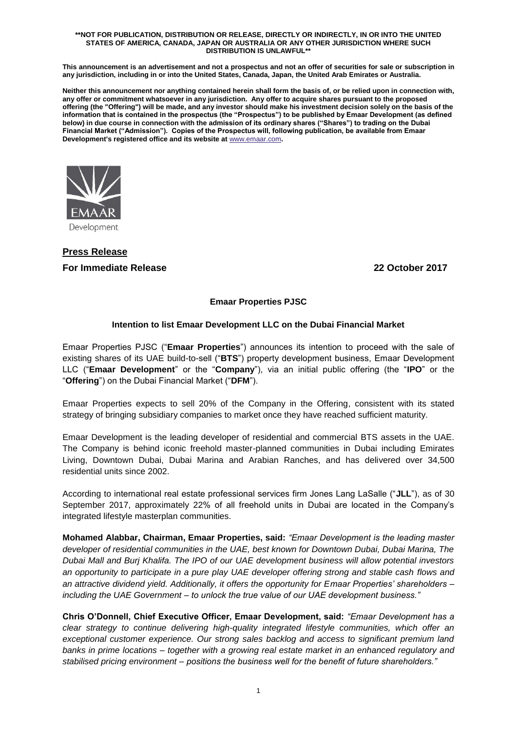**\*\*NOT FOR PUBLICATION, DISTRIBUTION OR RELEASE, DIRECTLY OR INDIRECTLY, IN OR INTO THE UNITED STATES OF AMERICA, CANADA, JAPAN OR AUSTRALIA OR ANY OTHER JURISDICTION WHERE SUCH DISTRIBUTION IS UNLAWFUL\*\***

**This announcement is an advertisement and not a prospectus and not an offer of securities for sale or subscription in any jurisdiction, including in or into the United States, Canada, Japan, the United Arab Emirates or Australia.**

**Neither this announcement nor anything contained herein shall form the basis of, or be relied upon in connection with, any offer or commitment whatsoever in any jurisdiction. Any offer to acquire shares pursuant to the proposed offering (the "Offering") will be made, and any investor should make his investment decision solely on the basis of the information that is contained in the prospectus (the "Prospectus") to be published by Emaar Development (as defined below) in due course in connection with the admission of its ordinary shares ("Shares") to trading on the Dubai Financial Market ("Admission"). Copies of the Prospectus will, following publication, be available from Emaar Development's registered office and its website at www.emaar.com.**

EMAAR Development

**Press Release**

**For Immediate Release** **22 October 2017**

**Emaar Properties PJSC**

**Intention to list Emaar Development LLC on the Dubai Financial Market**

Emaar Properties PJSC ("**Emaar Properties**") announces its intention to proceed with the sale of existing shares of its UAE build-to-sell ("**BTS**") property development business, Emaar Development LLC ("**Emaar Development**" or the "**Company**"), via an initial public offering (the "**IPO**" or the "**Offering**") on the Dubai Financial Market ("**DFM**").

Emaar Properties expects to sell 20% of the Company in the Offering, consistent with its stated strategy of bringing subsidiary companies to market once they have reached sufficient maturity.

Emaar Development is the leading developer of residential and commercial BTS assets in the UAE. The Company is behind iconic freehold master-planned communities in Dubai including Emirates Living, Downtown Dubai, Dubai Marina and Arabian Ranches, and has delivered over 34,500 residential units since 2002.

According to international real estate professional services firm Jones Lang LaSalle ("**JLL**"), as of 30 September 2017, approximately 22% of all freehold units in Dubai are located in the Company's integrated lifestyle masterplan communities.

**Mohamed Alabbar, Chairman, Emaar Properties, said:** *"Emaar Development is the leading master developer of residential communities in the UAE, best known for Downtown Dubai, Dubai Marina, The Dubai Mall and Burj Khalifa. The IPO of our UAE development business will allow potential investors an opportunity to participate in a pure play UAE developer offering strong and stable cash flows and an attractive dividend yield. Additionally, it offers the opportunity for Emaar Properties' shareholders – including the UAE Government – to unlock the true value of our UAE development business."*

**Chris O'Donnell, Chief Executive Officer, Emaar Development, said:** *"Emaar Development has a clear strategy to continue delivering high-quality integrated lifestyle communities, which offer an exceptional customer experience. Our strong sales backlog and access to significant premium land banks in prime locations – together with a growing real estate market in an enhanced regulatory and stabilised pricing environment – positions the business well for the benefit of future shareholders."*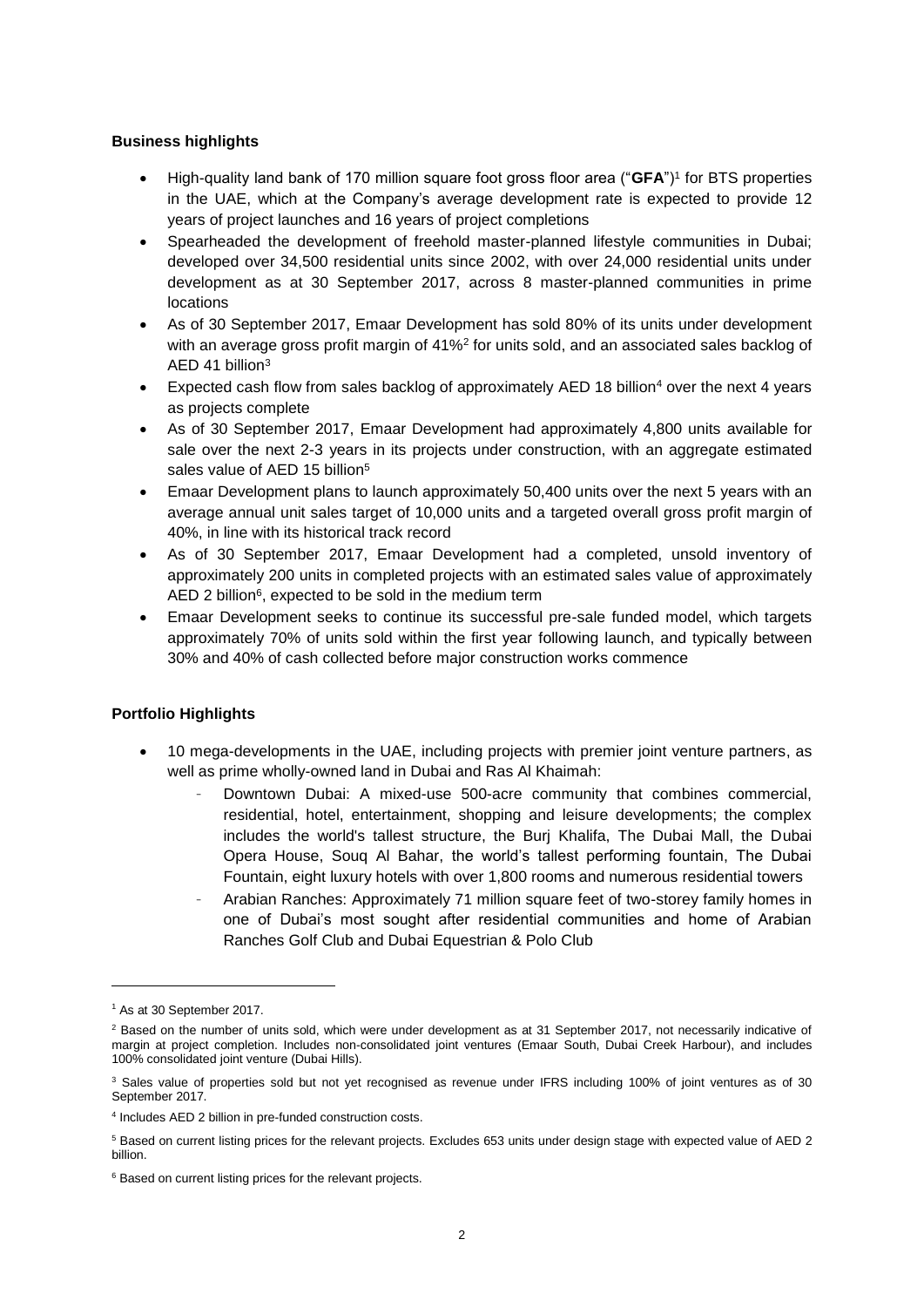**Business highlights**

- High-quality land bank of 170 million square foot gross floor area ("**GFA**")[1] for BTS properties in the UAE, which at the Company's average development rate is expected to provide 12 years of project launches and 16 years of project completions
- Spearheaded the development of freehold master-planned lifestyle communities in Dubai; developed over 34,500 residential units since 2002, with over 24,000 residential units under development as at 30 September 2017, across 8 master-planned communities in prime locations
- As of 30 September 2017, Emaar Development has sold 80% of its units under development with an average gross profit margin of 41%[2] for units sold, and an associated sales backlog of AED 41 billion[3]
- Expected cash flow from sales backlog of approximately AED 18 billion[4] over the next 4 years as projects complete
- As of 30 September 2017, Emaar Development had approximately 4,800 units available for sale over the next 2-3 years in its projects under construction, with an aggregate estimated sales value of AED 15 billion[5]
- Emaar Development plans to launch approximately 50,400 units over the next 5 years with an average annual unit sales target of 10,000 units and a targeted overall gross profit margin of 40%, in line with its historical track record
- As of 30 September 2017, Emaar Development had a completed, unsold inventory of approximately 200 units in completed projects with an estimated sales value of approximately AED 2 billion[6], expected to be sold in the medium term
- Emaar Development seeks to continue its successful pre-sale funded model, which targets approximately 70% of units sold within the first year following launch, and typically between 30% and 40% of cash collected before major construction works commence

**Portfolio Highlights**

- 10 mega-developments in the UAE, including projects with premier joint venture partners, as well as prime wholly-owned land in Dubai and Ras Al Khaimah:
  - Downtown Dubai: A mixed-use 500-acre community that combines commercial, residential, hotel, entertainment, shopping and leisure developments; the complex includes the world's tallest structure, the Burj Khalifa, The Dubai Mall, the Dubai Opera House, Souq Al Bahar, the world's tallest performing fountain, The Dubai Fountain, eight luxury hotels with over 1,800 rooms and numerous residential towers
  - Arabian Ranches: Approximately 71 million square feet of two-storey family homes in one of Dubai's most sought after residential communities and home of Arabian Ranches Golf Club and Dubai Equestrian & Polo Club

---

[1] As at 30 September 2017.

[2] Based on the number of units sold, which were under development as at 31 September 2017, not necessarily indicative of margin at project completion. Includes non-consolidated joint ventures (Emaar South, Dubai Creek Harbour), and includes 100% consolidated joint venture (Dubai Hills).

[3] Sales value of properties sold but not yet recognised as revenue under IFRS including 100% of joint ventures as of 30 September 2017.

[4] Includes AED 2 billion in pre-funded construction costs.

[5] Based on current listing prices for the relevant projects. Excludes 653 units under design stage with expected value of AED 2 billion.

[6] Based on current listing prices for the relevant projects.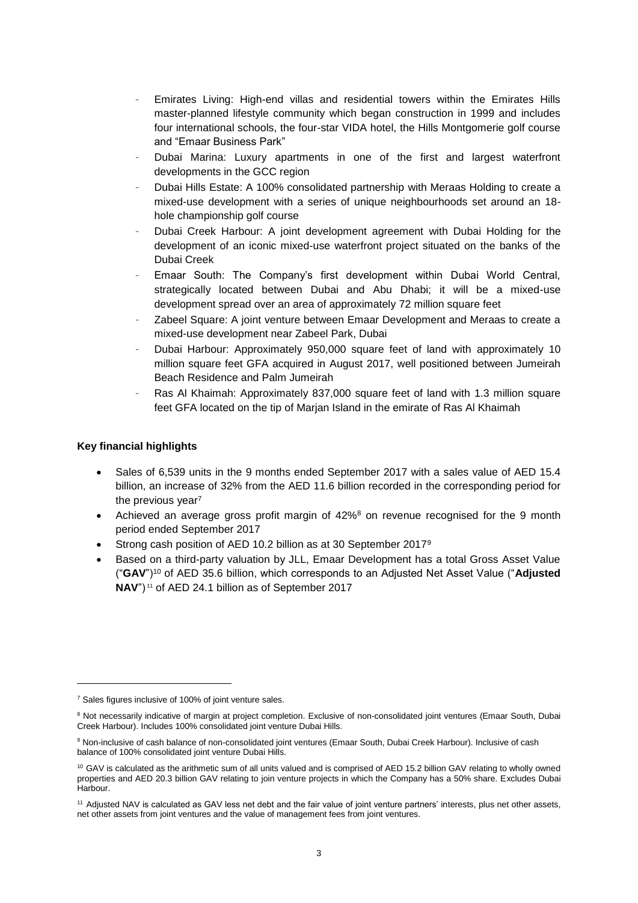- Emirates Living: High-end villas and residential towers within the Emirates Hills master-planned lifestyle community which began construction in 1999 and includes four international schools, the four-star VIDA hotel, the Hills Montgomerie golf course and "Emaar Business Park"
- Dubai Marina: Luxury apartments in one of the first and largest waterfront developments in the GCC region
- Dubai Hills Estate: A 100% consolidated partnership with Meraas Holding to create a mixed-use development with a series of unique neighbourhoods set around an 18-hole championship golf course
- Dubai Creek Harbour: A joint development agreement with Dubai Holding for the development of an iconic mixed-use waterfront project situated on the banks of the Dubai Creek
- Emaar South: The Company's first development within Dubai World Central, strategically located between Dubai and Abu Dhabi; it will be a mixed-use development spread over an area of approximately 72 million square feet
- Zabeel Square: A joint venture between Emaar Development and Meraas to create a mixed-use development near Zabeel Park, Dubai
- Dubai Harbour: Approximately 950,000 square feet of land with approximately 10 million square feet GFA acquired in August 2017, well positioned between Jumeirah Beach Residence and Palm Jumeirah
- Ras Al Khaimah: Approximately 837,000 square feet of land with 1.3 million square feet GFA located on the tip of Marjan Island in the emirate of Ras Al Khaimah

**Key financial highlights**

- Sales of 6,539 units in the 9 months ended September 2017 with a sales value of AED 15.4 billion, an increase of 32% from the AED 11.6 billion recorded in the corresponding period for the previous year[7]
- Achieved an average gross profit margin of 42%[8] on revenue recognised for the 9 month period ended September 2017
- Strong cash position of AED 10.2 billion as at 30 September 2017[9]
- Based on a third-party valuation by JLL, Emaar Development has a total Gross Asset Value ("**GAV**")[10] of AED 35.6 billion, which corresponds to an Adjusted Net Asset Value ("**Adjusted NAV**")[11] of AED 24.1 billion as of September 2017

---

[7] Sales figures inclusive of 100% of joint venture sales.

[8] Not necessarily indicative of margin at project completion. Exclusive of non-consolidated joint ventures (Emaar South, Dubai Creek Harbour). Includes 100% consolidated joint venture Dubai Hills.

[9] Non-inclusive of cash balance of non-consolidated joint ventures (Emaar South, Dubai Creek Harbour). Inclusive of cash balance of 100% consolidated joint venture Dubai Hills.

[10] GAV is calculated as the arithmetic sum of all units valued and is comprised of AED 15.2 billion GAV relating to wholly owned properties and AED 20.3 billion GAV relating to join venture projects in which the Company has a 50% share. Excludes Dubai Harbour.

[11] Adjusted NAV is calculated as GAV less net debt and the fair value of joint venture partners' interests, plus net other assets, net other assets from joint ventures and the value of management fees from joint ventures.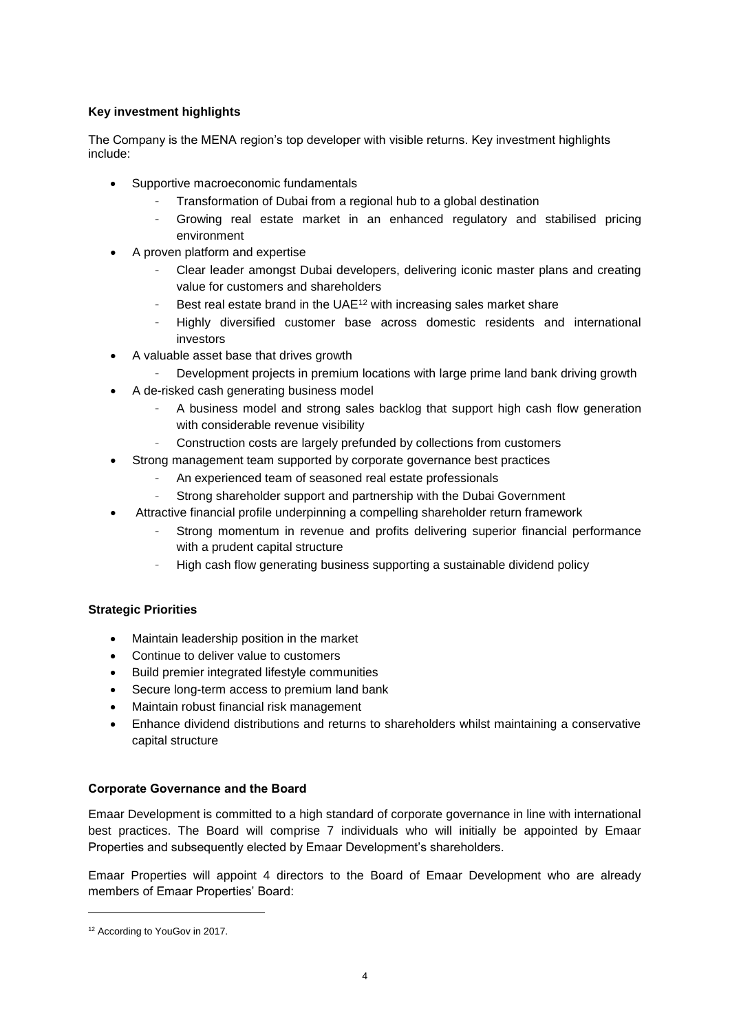**Key investment highlights**

The Company is the MENA region's top developer with visible returns. Key investment highlights include:

- Supportive macroeconomic fundamentals
  - Transformation of Dubai from a regional hub to a global destination
  - Growing real estate market in an enhanced regulatory and stabilised pricing environment
- A proven platform and expertise
  - Clear leader amongst Dubai developers, delivering iconic master plans and creating value for customers and shareholders
  - Best real estate brand in the UAE[12] with increasing sales market share
  - Highly diversified customer base across domestic residents and international investors
- A valuable asset base that drives growth
  - Development projects in premium locations with large prime land bank driving growth
- A de-risked cash generating business model
  - A business model and strong sales backlog that support high cash flow generation with considerable revenue visibility
  - Construction costs are largely prefunded by collections from customers
- Strong management team supported by corporate governance best practices
  - An experienced team of seasoned real estate professionals
  - Strong shareholder support and partnership with the Dubai Government
- Attractive financial profile underpinning a compelling shareholder return framework
  - Strong momentum in revenue and profits delivering superior financial performance with a prudent capital structure
  - High cash flow generating business supporting a sustainable dividend policy

**Strategic Priorities**

- Maintain leadership position in the market
- Continue to deliver value to customers
- Build premier integrated lifestyle communities
- Secure long-term access to premium land bank
- Maintain robust financial risk management
- Enhance dividend distributions and returns to shareholders whilst maintaining a conservative capital structure

**Corporate Governance and the Board**

Emaar Development is committed to a high standard of corporate governance in line with international best practices. The Board will comprise 7 individuals who will initially be appointed by Emaar Properties and subsequently elected by Emaar Development's shareholders.

Emaar Properties will appoint 4 directors to the Board of Emaar Development who are already members of Emaar Properties' Board:

[12] According to YouGov in 2017.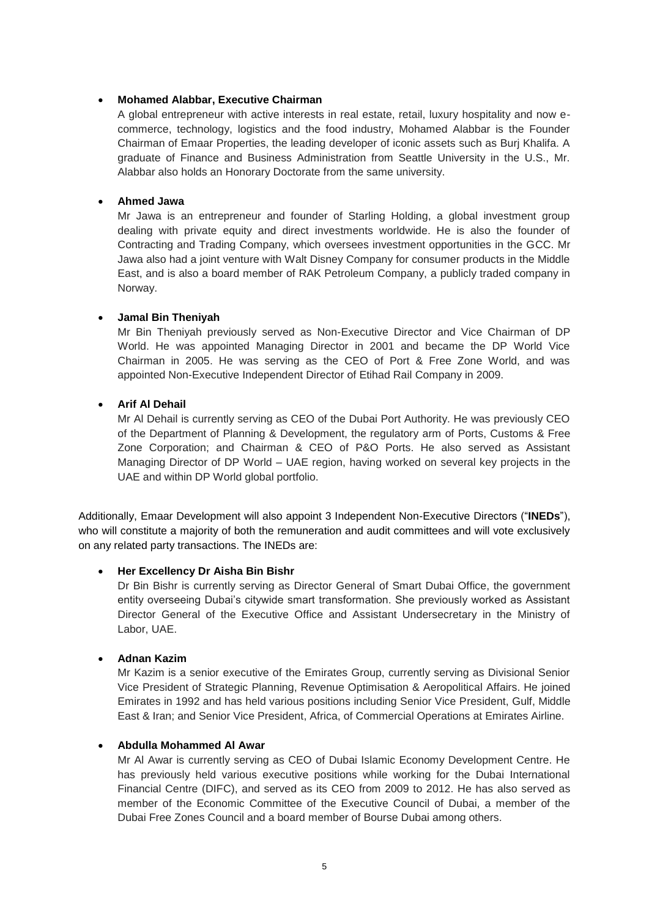- **Mohamed Alabbar, Executive Chairman**

  A global entrepreneur with active interests in real estate, retail, luxury hospitality and now e-commerce, technology, logistics and the food industry, Mohamed Alabbar is the Founder Chairman of Emaar Properties, the leading developer of iconic assets such as Burj Khalifa. A graduate of Finance and Business Administration from Seattle University in the U.S., Mr. Alabbar also holds an Honorary Doctorate from the same university.

- **Ahmed Jawa**

  Mr Jawa is an entrepreneur and founder of Starling Holding, a global investment group dealing with private equity and direct investments worldwide. He is also the founder of Contracting and Trading Company, which oversees investment opportunities in the GCC. Mr Jawa also had a joint venture with Walt Disney Company for consumer products in the Middle East, and is also a board member of RAK Petroleum Company, a publicly traded company in Norway.

- **Jamal Bin Theniyah**

  Mr Bin Theniyah previously served as Non-Executive Director and Vice Chairman of DP World. He was appointed Managing Director in 2001 and became the DP World Vice Chairman in 2005. He was serving as the CEO of Port & Free Zone World, and was appointed Non-Executive Independent Director of Etihad Rail Company in 2009.

- **Arif Al Dehail**

  Mr Al Dehail is currently serving as CEO of the Dubai Port Authority. He was previously CEO of the Department of Planning & Development, the regulatory arm of Ports, Customs & Free Zone Corporation; and Chairman & CEO of P&O Ports. He also served as Assistant Managing Director of DP World – UAE region, having worked on several key projects in the UAE and within DP World global portfolio.

Additionally, Emaar Development will also appoint 3 Independent Non-Executive Directors ("**INEDs**"), who will constitute a majority of both the remuneration and audit committees and will vote exclusively on any related party transactions. The INEDs are:

- **Her Excellency Dr Aisha Bin Bishr**

  Dr Bin Bishr is currently serving as Director General of Smart Dubai Office, the government entity overseeing Dubai's citywide smart transformation. She previously worked as Assistant Director General of the Executive Office and Assistant Undersecretary in the Ministry of Labor, UAE.

- **Adnan Kazim**

  Mr Kazim is a senior executive of the Emirates Group, currently serving as Divisional Senior Vice President of Strategic Planning, Revenue Optimisation & Aeropolitical Affairs. He joined Emirates in 1992 and has held various positions including Senior Vice President, Gulf, Middle East & Iran; and Senior Vice President, Africa, of Commercial Operations at Emirates Airline.

- **Abdulla Mohammed Al Awar**

  Mr Al Awar is currently serving as CEO of Dubai Islamic Economy Development Centre. He has previously held various executive positions while working for the Dubai International Financial Centre (DIFC), and served as its CEO from 2009 to 2012. He has also served as member of the Economic Committee of the Executive Council of Dubai, a member of the Dubai Free Zones Council and a board member of Bourse Dubai among others.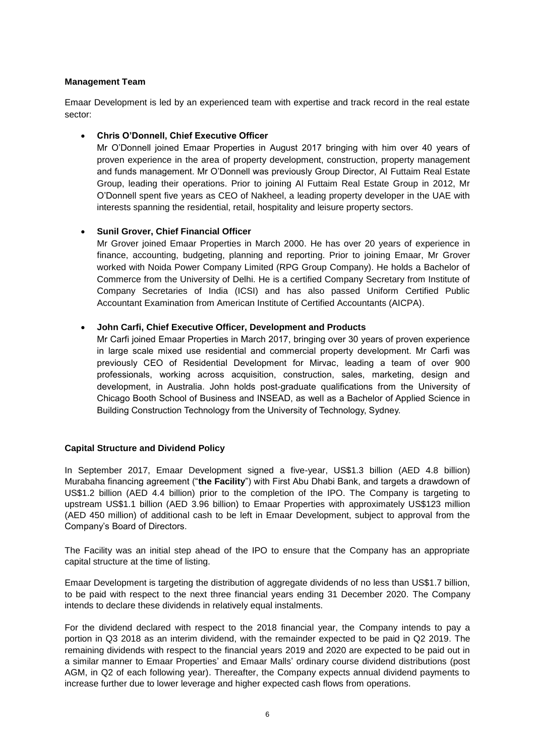**Management Team**

Emaar Development is led by an experienced team with expertise and track record in the real estate sector:

- **Chris O'Donnell, Chief Executive Officer**
  Mr O'Donnell joined Emaar Properties in August 2017 bringing with him over 40 years of proven experience in the area of property development, construction, property management and funds management. Mr O'Donnell was previously Group Director, Al Futtaim Real Estate Group, leading their operations. Prior to joining Al Futtaim Real Estate Group in 2012, Mr O'Donnell spent five years as CEO of Nakheel, a leading property developer in the UAE with interests spanning the residential, retail, hospitality and leisure property sectors.

- **Sunil Grover, Chief Financial Officer**
  Mr Grover joined Emaar Properties in March 2000. He has over 20 years of experience in finance, accounting, budgeting, planning and reporting. Prior to joining Emaar, Mr Grover worked with Noida Power Company Limited (RPG Group Company). He holds a Bachelor of Commerce from the University of Delhi. He is a certified Company Secretary from Institute of Company Secretaries of India (ICSI) and has also passed Uniform Certified Public Accountant Examination from American Institute of Certified Accountants (AICPA).

- **John Carfi, Chief Executive Officer, Development and Products**
  Mr Carfi joined Emaar Properties in March 2017, bringing over 30 years of proven experience in large scale mixed use residential and commercial property development. Mr Carfi was previously CEO of Residential Development for Mirvac, leading a team of over 900 professionals, working across acquisition, construction, sales, marketing, design and development, in Australia. John holds post-graduate qualifications from the University of Chicago Booth School of Business and INSEAD, as well as a Bachelor of Applied Science in Building Construction Technology from the University of Technology, Sydney.

**Capital Structure and Dividend Policy**

In September 2017, Emaar Development signed a five-year, US$1.3 billion (AED 4.8 billion) Murabaha financing agreement ("**the Facility**") with First Abu Dhabi Bank, and targets a drawdown of US$1.2 billion (AED 4.4 billion) prior to the completion of the IPO. The Company is targeting to upstream US$1.1 billion (AED 3.96 billion) to Emaar Properties with approximately US$123 million (AED 450 million) of additional cash to be left in Emaar Development, subject to approval from the Company's Board of Directors.

The Facility was an initial step ahead of the IPO to ensure that the Company has an appropriate capital structure at the time of listing.

Emaar Development is targeting the distribution of aggregate dividends of no less than US$1.7 billion, to be paid with respect to the next three financial years ending 31 December 2020. The Company intends to declare these dividends in relatively equal instalments.

For the dividend declared with respect to the 2018 financial year, the Company intends to pay a portion in Q3 2018 as an interim dividend, with the remainder expected to be paid in Q2 2019. The remaining dividends with respect to the financial years 2019 and 2020 are expected to be paid out in a similar manner to Emaar Properties' and Emaar Malls' ordinary course dividend distributions (post AGM, in Q2 of each following year). Thereafter, the Company expects annual dividend payments to increase further due to lower leverage and higher expected cash flows from operations.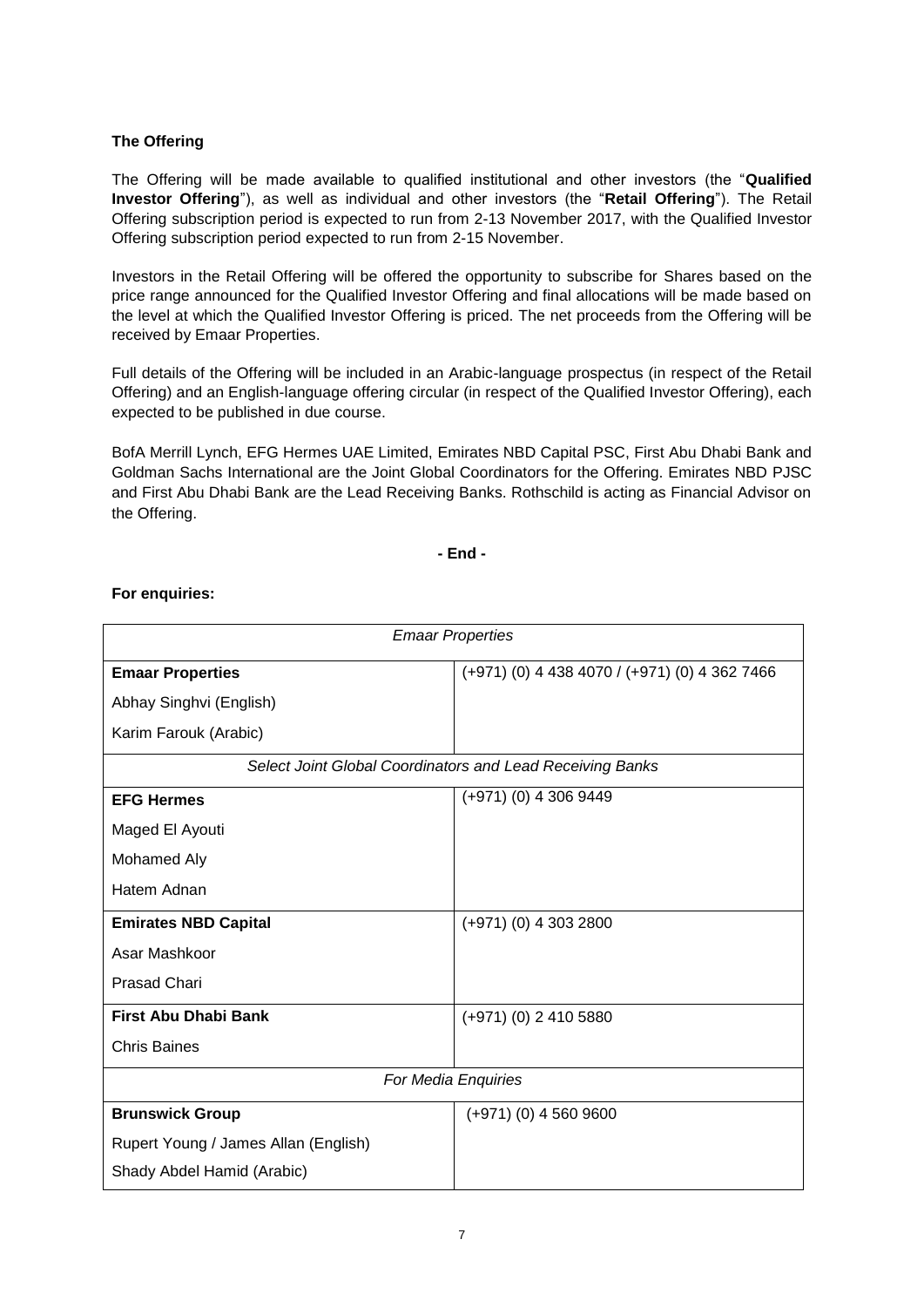**The Offering**

The Offering will be made available to qualified institutional and other investors (the "**Qualified Investor Offering**"), as well as individual and other investors (the "**Retail Offering**"). The Retail Offering subscription period is expected to run from 2-13 November 2017, with the Qualified Investor Offering subscription period expected to run from 2-15 November.

Investors in the Retail Offering will be offered the opportunity to subscribe for Shares based on the price range announced for the Qualified Investor Offering and final allocations will be made based on the level at which the Qualified Investor Offering is priced. The net proceeds from the Offering will be received by Emaar Properties.

Full details of the Offering will be included in an Arabic-language prospectus (in respect of the Retail Offering) and an English-language offering circular (in respect of the Qualified Investor Offering), each expected to be published in due course.

BofA Merrill Lynch, EFG Hermes UAE Limited, Emirates NBD Capital PSC, First Abu Dhabi Bank and Goldman Sachs International are the Joint Global Coordinators for the Offering. Emirates NBD PJSC and First Abu Dhabi Bank are the Lead Receiving Banks. Rothschild is acting as Financial Advisor on the Offering.

**- End -**

**For enquiries:**

| *Emaar Properties* | |
|---|---|
| **Emaar Properties**<br>Abhay Singhvi (English)<br>Karim Farouk (Arabic) | (+971) (0) 4 438 4070 / (+971) (0) 4 362 7466 |
| *Select Joint Global Coordinators and Lead Receiving Banks* | |
| **EFG Hermes**<br>Maged El Ayouti<br>Mohamed Aly<br>Hatem Adnan | (+971) (0) 4 306 9449 |
| **Emirates NBD Capital**<br>Asar Mashkoor<br>Prasad Chari | (+971) (0) 4 303 2800 |
| **First Abu Dhabi Bank**<br>Chris Baines | (+971) (0) 2 410 5880 |
| *For Media Enquiries* | |
| **Brunswick Group**<br>Rupert Young / James Allan (English)<br>Shady Abdel Hamid (Arabic) | (+971) (0) 4 560 9600 |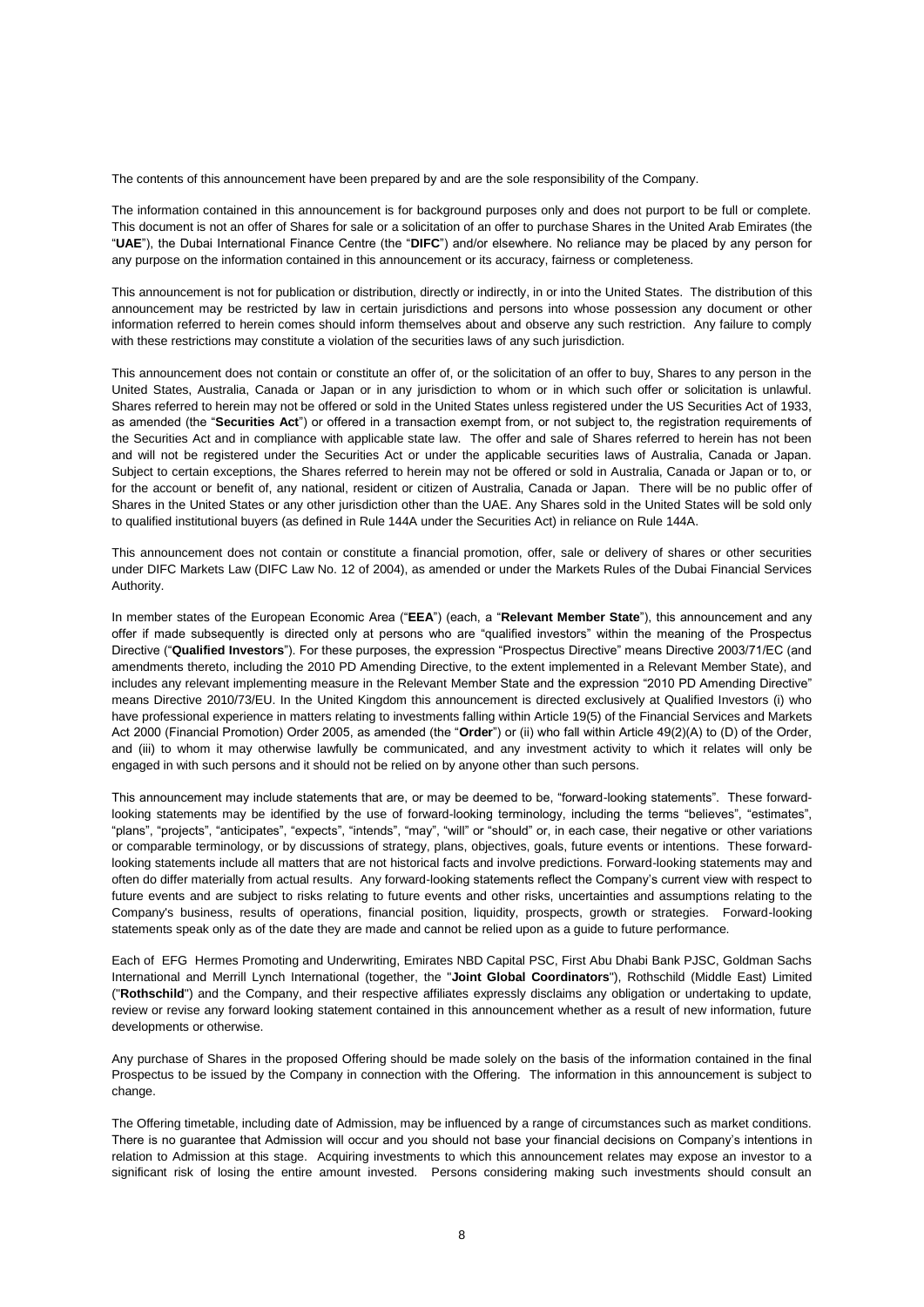The contents of this announcement have been prepared by and are the sole responsibility of the Company.

The information contained in this announcement is for background purposes only and does not purport to be full or complete. This document is not an offer of Shares for sale or a solicitation of an offer to purchase Shares in the United Arab Emirates (the "**UAE**"), the Dubai International Finance Centre (the "**DIFC**") and/or elsewhere. No reliance may be placed by any person for any purpose on the information contained in this announcement or its accuracy, fairness or completeness.

This announcement is not for publication or distribution, directly or indirectly, in or into the United States. The distribution of this announcement may be restricted by law in certain jurisdictions and persons into whose possession any document or other information referred to herein comes should inform themselves about and observe any such restriction. Any failure to comply with these restrictions may constitute a violation of the securities laws of any such jurisdiction.

This announcement does not contain or constitute an offer of, or the solicitation of an offer to buy, Shares to any person in the United States, Australia, Canada or Japan or in any jurisdiction to whom or in which such offer or solicitation is unlawful. Shares referred to herein may not be offered or sold in the United States unless registered under the US Securities Act of 1933, as amended (the "**Securities Act**") or offered in a transaction exempt from, or not subject to, the registration requirements of the Securities Act and in compliance with applicable state law. The offer and sale of Shares referred to herein has not been and will not be registered under the Securities Act or under the applicable securities laws of Australia, Canada or Japan. Subject to certain exceptions, the Shares referred to herein may not be offered or sold in Australia, Canada or Japan or to, or for the account or benefit of, any national, resident or citizen of Australia, Canada or Japan. There will be no public offer of Shares in the United States or any other jurisdiction other than the UAE. Any Shares sold in the United States will be sold only to qualified institutional buyers (as defined in Rule 144A under the Securities Act) in reliance on Rule 144A.

This announcement does not contain or constitute a financial promotion, offer, sale or delivery of shares or other securities under DIFC Markets Law (DIFC Law No. 12 of 2004), as amended or under the Markets Rules of the Dubai Financial Services Authority.

In member states of the European Economic Area ("**EEA**") (each, a "**Relevant Member State**"), this announcement and any offer if made subsequently is directed only at persons who are "qualified investors" within the meaning of the Prospectus Directive ("**Qualified Investors**"). For these purposes, the expression "Prospectus Directive" means Directive 2003/71/EC (and amendments thereto, including the 2010 PD Amending Directive, to the extent implemented in a Relevant Member State), and includes any relevant implementing measure in the Relevant Member State and the expression "2010 PD Amending Directive" means Directive 2010/73/EU. In the United Kingdom this announcement is directed exclusively at Qualified Investors (i) who have professional experience in matters relating to investments falling within Article 19(5) of the Financial Services and Markets Act 2000 (Financial Promotion) Order 2005, as amended (the "**Order**") or (ii) who fall within Article 49(2)(A) to (D) of the Order, and (iii) to whom it may otherwise lawfully be communicated, and any investment activity to which it relates will only be engaged in with such persons and it should not be relied on by anyone other than such persons.

This announcement may include statements that are, or may be deemed to be, "forward-looking statements". These forward-looking statements may be identified by the use of forward-looking terminology, including the terms "believes", "estimates", "plans", "projects", "anticipates", "expects", "intends", "may", "will" or "should" or, in each case, their negative or other variations or comparable terminology, or by discussions of strategy, plans, objectives, goals, future events or intentions. These forward-looking statements include all matters that are not historical facts and involve predictions. Forward-looking statements may and often do differ materially from actual results. Any forward-looking statements reflect the Company's current view with respect to future events and are subject to risks relating to future events and other risks, uncertainties and assumptions relating to the Company's business, results of operations, financial position, liquidity, prospects, growth or strategies. Forward-looking statements speak only as of the date they are made and cannot be relied upon as a guide to future performance.

Each of EFG Hermes Promoting and Underwriting, Emirates NBD Capital PSC, First Abu Dhabi Bank PJSC, Goldman Sachs International and Merrill Lynch International (together, the "**Joint Global Coordinators**"), Rothschild (Middle East) Limited ("**Rothschild**") and the Company, and their respective affiliates expressly disclaims any obligation or undertaking to update, review or revise any forward looking statement contained in this announcement whether as a result of new information, future developments or otherwise.

Any purchase of Shares in the proposed Offering should be made solely on the basis of the information contained in the final Prospectus to be issued by the Company in connection with the Offering. The information in this announcement is subject to change.

The Offering timetable, including date of Admission, may be influenced by a range of circumstances such as market conditions. There is no guarantee that Admission will occur and you should not base your financial decisions on Company's intentions in relation to Admission at this stage. Acquiring investments to which this announcement relates may expose an investor to a significant risk of losing the entire amount invested. Persons considering making such investments should consult an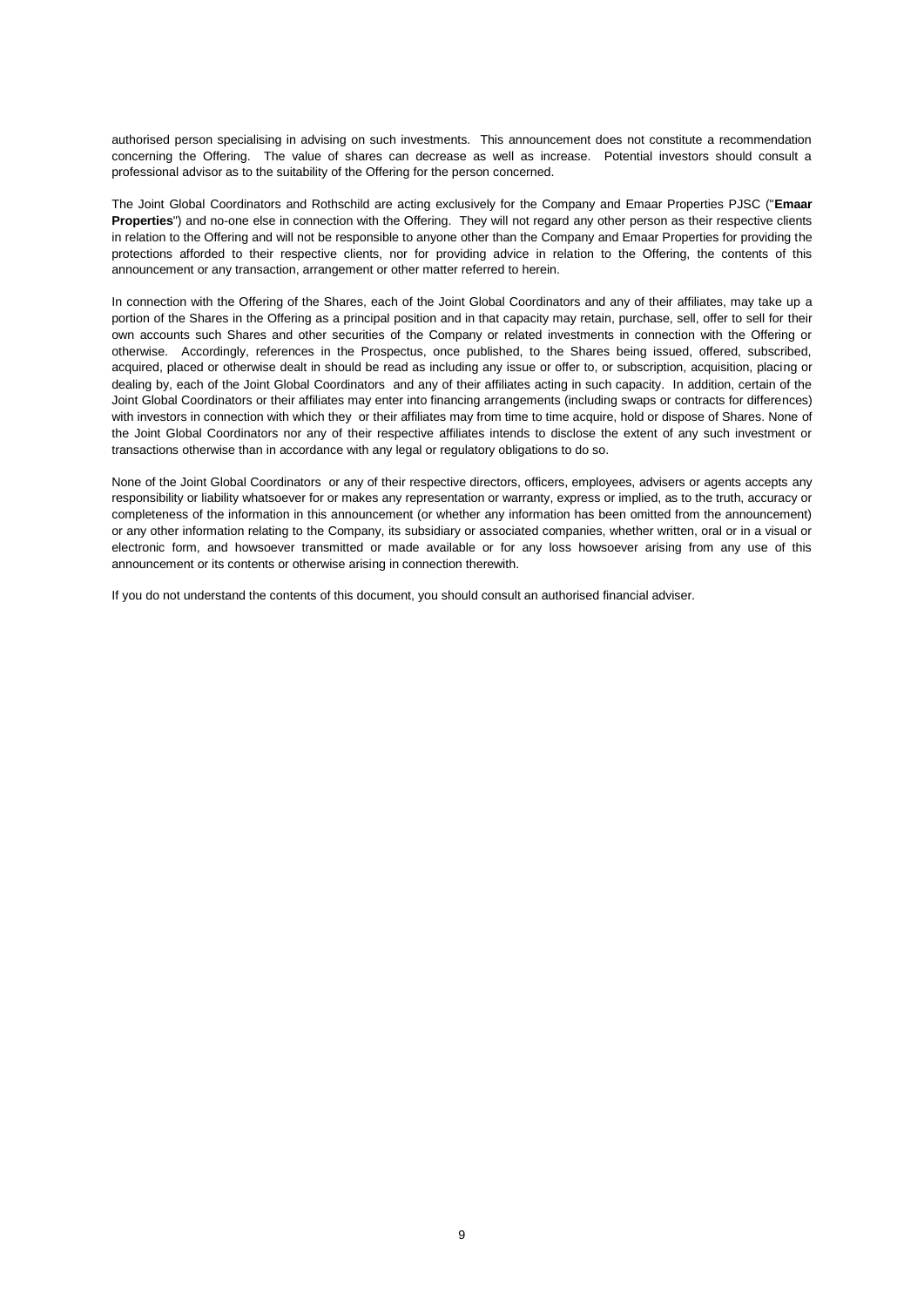authorised person specialising in advising on such investments. This announcement does not constitute a recommendation concerning the Offering. The value of shares can decrease as well as increase. Potential investors should consult a professional advisor as to the suitability of the Offering for the person concerned.

The Joint Global Coordinators and Rothschild are acting exclusively for the Company and Emaar Properties PJSC ("**Emaar Properties**") and no-one else in connection with the Offering. They will not regard any other person as their respective clients in relation to the Offering and will not be responsible to anyone other than the Company and Emaar Properties for providing the protections afforded to their respective clients, nor for providing advice in relation to the Offering, the contents of this announcement or any transaction, arrangement or other matter referred to herein.

In connection with the Offering of the Shares, each of the Joint Global Coordinators and any of their affiliates, may take up a portion of the Shares in the Offering as a principal position and in that capacity may retain, purchase, sell, offer to sell for their own accounts such Shares and other securities of the Company or related investments in connection with the Offering or otherwise. Accordingly, references in the Prospectus, once published, to the Shares being issued, offered, subscribed, acquired, placed or otherwise dealt in should be read as including any issue or offer to, or subscription, acquisition, placing or dealing by, each of the Joint Global Coordinators and any of their affiliates acting in such capacity. In addition, certain of the Joint Global Coordinators or their affiliates may enter into financing arrangements (including swaps or contracts for differences) with investors in connection with which they or their affiliates may from time to time acquire, hold or dispose of Shares. None of the Joint Global Coordinators nor any of their respective affiliates intends to disclose the extent of any such investment or transactions otherwise than in accordance with any legal or regulatory obligations to do so.

None of the Joint Global Coordinators or any of their respective directors, officers, employees, advisers or agents accepts any responsibility or liability whatsoever for or makes any representation or warranty, express or implied, as to the truth, accuracy or completeness of the information in this announcement (or whether any information has been omitted from the announcement) or any other information relating to the Company, its subsidiary or associated companies, whether written, oral or in a visual or electronic form, and howsoever transmitted or made available or for any loss howsoever arising from any use of this announcement or its contents or otherwise arising in connection therewith.

If you do not understand the contents of this document, you should consult an authorised financial adviser.